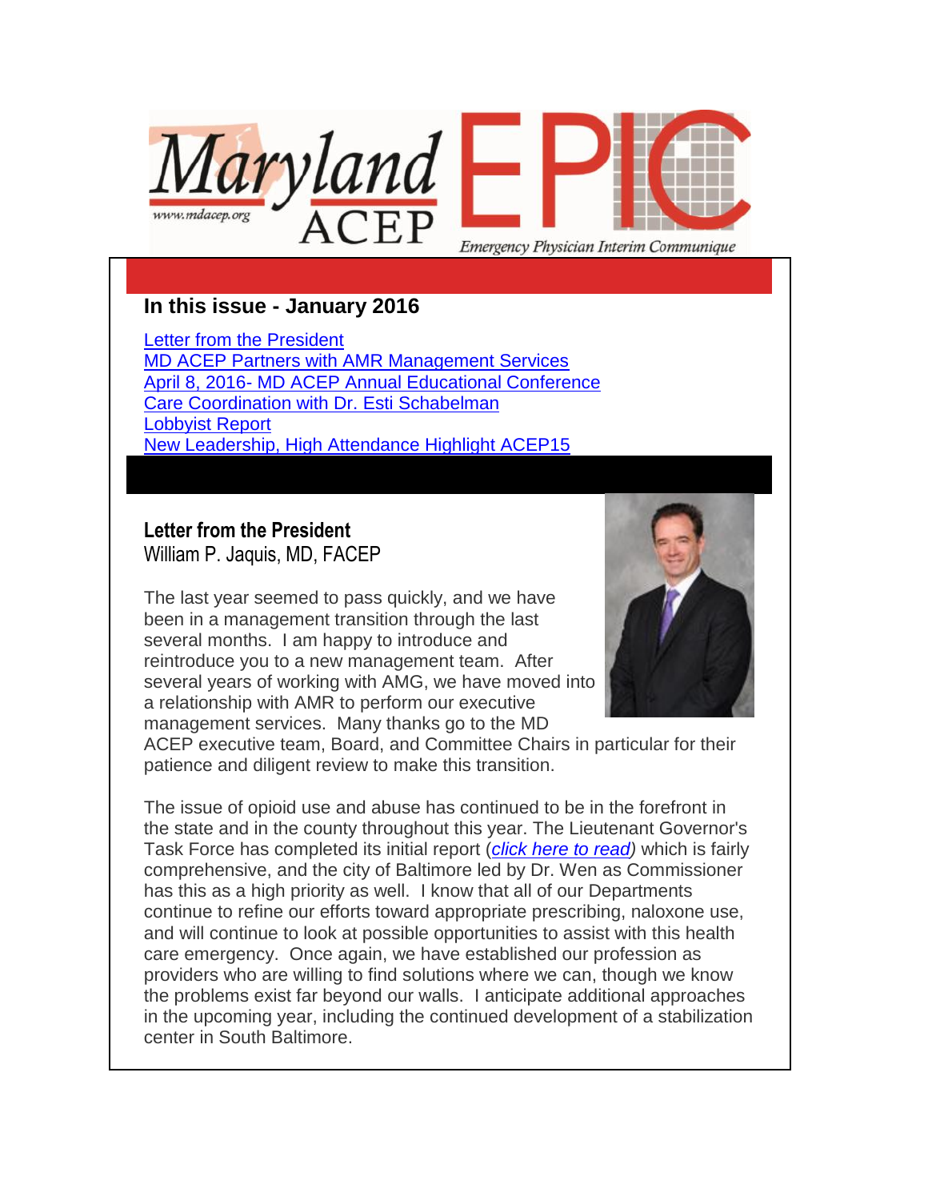Maryland ACEP EPIC

www.mdacep.org

*Emergency Physician Interim Communique*

## In this issue - January 2016

[Letter from the President](#)
[MD ACEP Partners with AMR Management Services](#)
[April 8, 2016- MD ACEP Annual Educational Conference](#)
[Care Coordination with Dr. Esti Schabelman](#)
[Lobbyist Report](#)
[New Leadership, High Attendance Highlight ACEP15](#)

### Letter from the President

William P. Jaquis, MD, FACEP

The last year seemed to pass quickly, and we have been in a management transition through the last several months. I am happy to introduce and reintroduce you to a new management team. After several years of working with AMG, we have moved into a relationship with AMR to perform our executive management services. Many thanks go to the MD ACEP executive team, Board, and Committee Chairs in particular for their patience and diligent review to make this transition.

The issue of opioid use and abuse has continued to be in the forefront in the state and in the county throughout this year. The Lieutenant Governor's Task Force has completed its initial report (*[click here to read](#)*) which is fairly comprehensive, and the city of Baltimore led by Dr. Wen as Commissioner has this as a high priority as well. I know that all of our Departments continue to refine our efforts toward appropriate prescribing, naloxone use, and will continue to look at possible opportunities to assist with this health care emergency. Once again, we have established our profession as providers who are willing to find solutions where we can, though we know the problems exist far beyond our walls. I anticipate additional approaches in the upcoming year, including the continued development of a stabilization center in South Baltimore.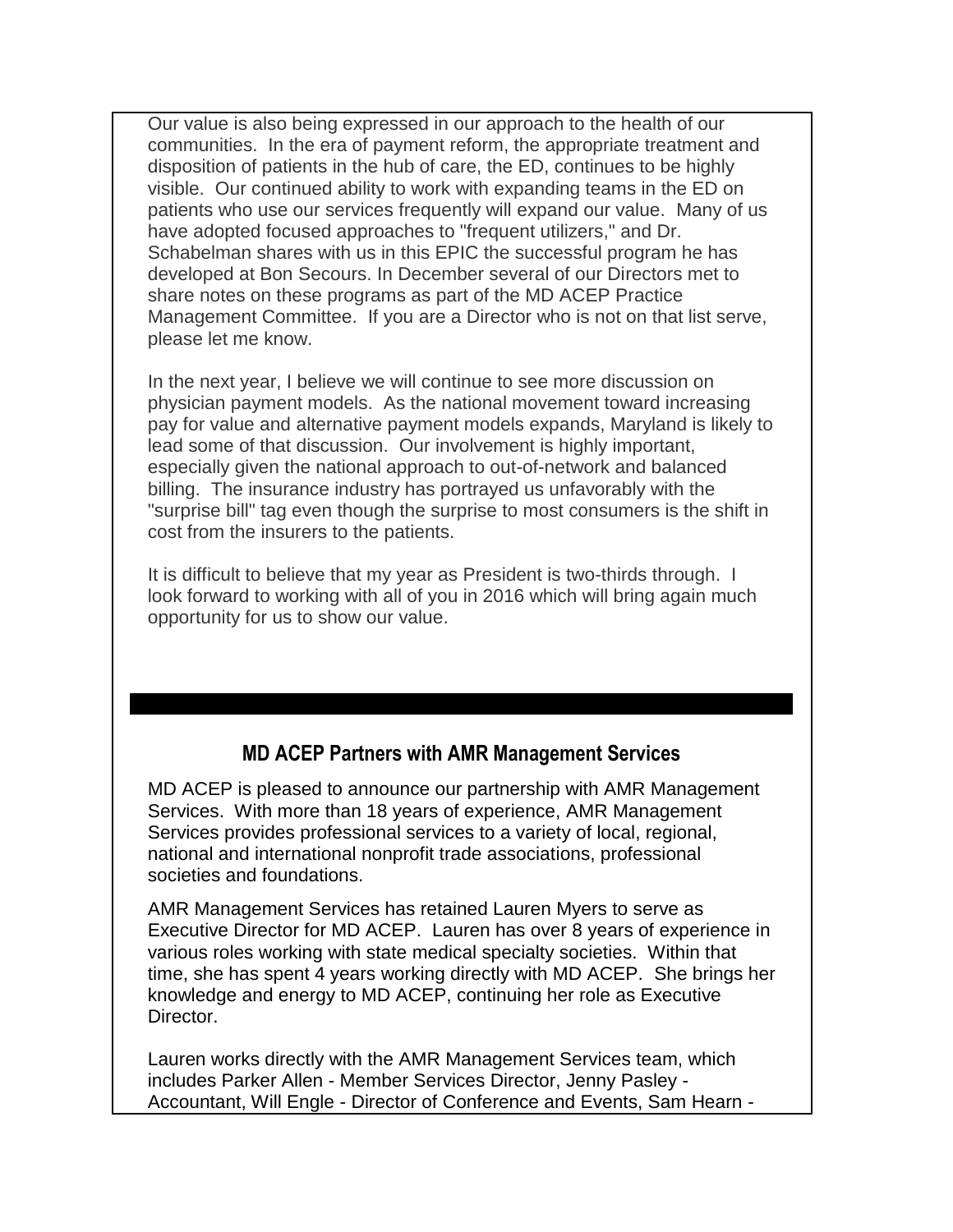Our value is also being expressed in our approach to the health of our communities. In the era of payment reform, the appropriate treatment and disposition of patients in the hub of care, the ED, continues to be highly visible. Our continued ability to work with expanding teams in the ED on patients who use our services frequently will expand our value. Many of us have adopted focused approaches to "frequent utilizers," and Dr. Schabelman shares with us in this EPIC the successful program he has developed at Bon Secours. In December several of our Directors met to share notes on these programs as part of the MD ACEP Practice Management Committee. If you are a Director who is not on that list serve, please let me know.

In the next year, I believe we will continue to see more discussion on physician payment models. As the national movement toward increasing pay for value and alternative payment models expands, Maryland is likely to lead some of that discussion. Our involvement is highly important, especially given the national approach to out-of-network and balanced billing. The insurance industry has portrayed us unfavorably with the "surprise bill" tag even though the surprise to most consumers is the shift in cost from the insurers to the patients.

It is difficult to believe that my year as President is two-thirds through. I look forward to working with all of you in 2016 which will bring again much opportunity for us to show our value.

## MD ACEP Partners with AMR Management Services

MD ACEP is pleased to announce our partnership with AMR Management Services. With more than 18 years of experience, AMR Management Services provides professional services to a variety of local, regional, national and international nonprofit trade associations, professional societies and foundations.

AMR Management Services has retained Lauren Myers to serve as Executive Director for MD ACEP. Lauren has over 8 years of experience in various roles working with state medical specialty societies. Within that time, she has spent 4 years working directly with MD ACEP. She brings her knowledge and energy to MD ACEP, continuing her role as Executive Director.

Lauren works directly with the AMR Management Services team, which includes Parker Allen - Member Services Director, Jenny Pasley - Accountant, Will Engle - Director of Conference and Events, Sam Hearn -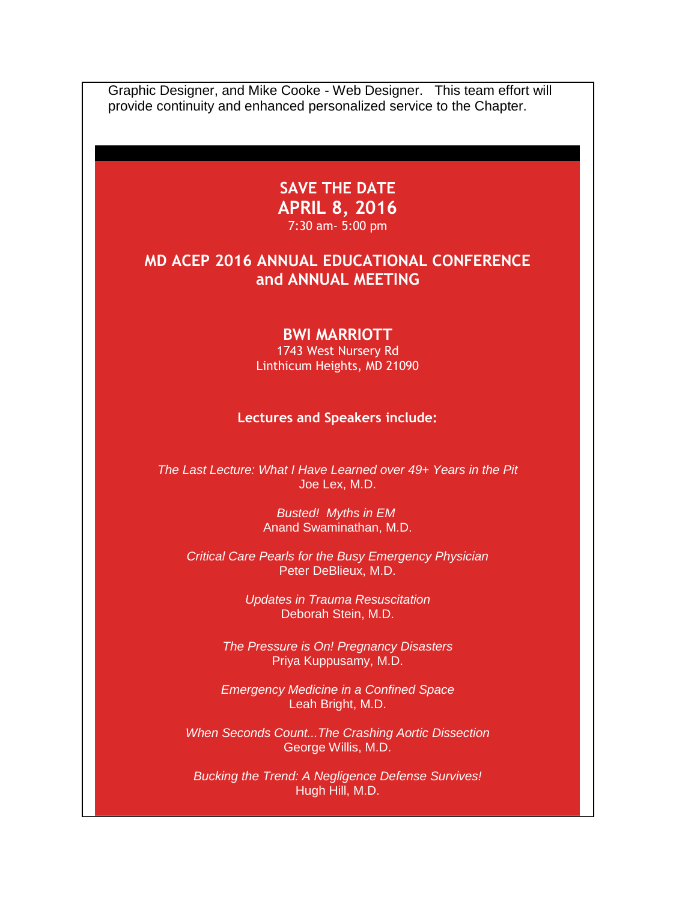Graphic Designer, and Mike Cooke - Web Designer. This team effort will provide continuity and enhanced personalized service to the Chapter.

## SAVE THE DATE
## APRIL 8, 2016
7:30 am- 5:00 pm

## MD ACEP 2016 ANNUAL EDUCATIONAL CONFERENCE and ANNUAL MEETING

**BWI MARRIOTT**
1743 West Nursery Rd
Linthicum Heights, MD 21090

**Lectures and Speakers include:**

*The Last Lecture: What I Have Learned over 49+ Years in the Pit*
Joe Lex, M.D.

*Busted! Myths in EM*
Anand Swaminathan, M.D.

*Critical Care Pearls for the Busy Emergency Physician*
Peter DeBlieux, M.D.

*Updates in Trauma Resuscitation*
Deborah Stein, M.D.

*The Pressure is On! Pregnancy Disasters*
Priya Kuppusamy, M.D.

*Emergency Medicine in a Confined Space*
Leah Bright, M.D.

*When Seconds Count...The Crashing Aortic Dissection*
George Willis, M.D.

*Bucking the Trend: A Negligence Defense Survives!*
Hugh Hill, M.D.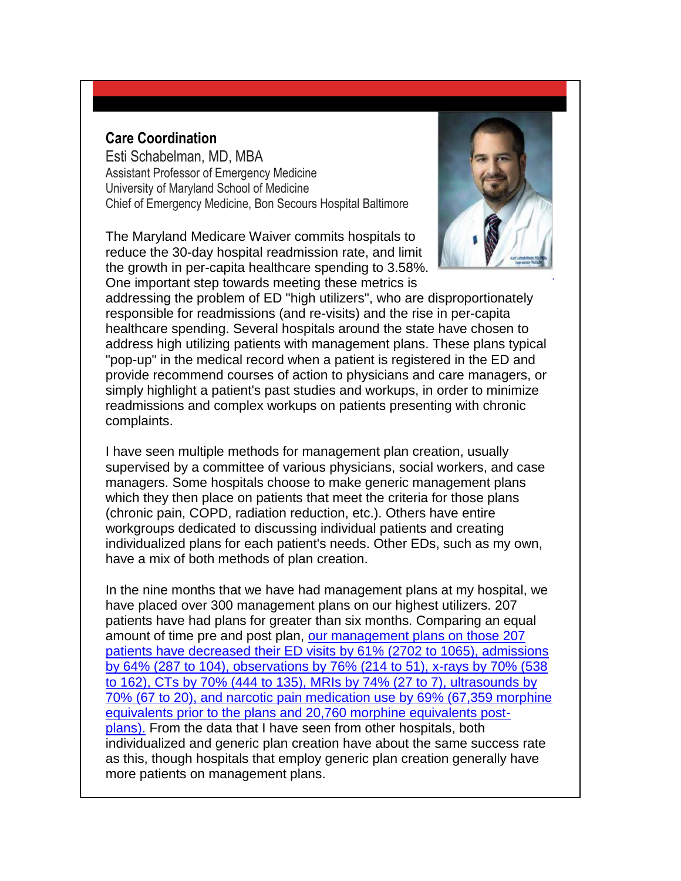## Care Coordination

Esti Schabelman, MD, MBA
Assistant Professor of Emergency Medicine
University of Maryland School of Medicine
Chief of Emergency Medicine, Bon Secours Hospital Baltimore

The Maryland Medicare Waiver commits hospitals to reduce the 30-day hospital readmission rate, and limit the growth in per-capita healthcare spending to 3.58%. One important step towards meeting these metrics is addressing the problem of ED "high utilizers", who are disproportionately responsible for readmissions (and re-visits) and the rise in per-capita healthcare spending. Several hospitals around the state have chosen to address high utilizing patients with management plans. These plans typical "pop-up" in the medical record when a patient is registered in the ED and provide recommend courses of action to physicians and care managers, or simply highlight a patient's past studies and workups, in order to minimize readmissions and complex workups on patients presenting with chronic complaints.

I have seen multiple methods for management plan creation, usually supervised by a committee of various physicians, social workers, and case managers. Some hospitals choose to make generic management plans which they then place on patients that meet the criteria for those plans (chronic pain, COPD, radiation reduction, etc.). Others have entire workgroups dedicated to discussing individual patients and creating individualized plans for each patient's needs. Other EDs, such as my own, have a mix of both methods of plan creation.

In the nine months that we have had management plans at my hospital, we have placed over 300 management plans on our highest utilizers. 207 patients have had plans for greater than six months. Comparing an equal amount of time pre and post plan, our management plans on those 207 patients have decreased their ED visits by 61% (2702 to 1065), admissions by 64% (287 to 104), observations by 76% (214 to 51), x-rays by 70% (538 to 162), CTs by 70% (444 to 135), MRIs by 74% (27 to 7), ultrasounds by 70% (67 to 20), and narcotic pain medication use by 69% (67,359 morphine equivalents prior to the plans and 20,760 morphine equivalents post-plans). From the data that I have seen from other hospitals, both individualized and generic plan creation have about the same success rate as this, though hospitals that employ generic plan creation generally have more patients on management plans.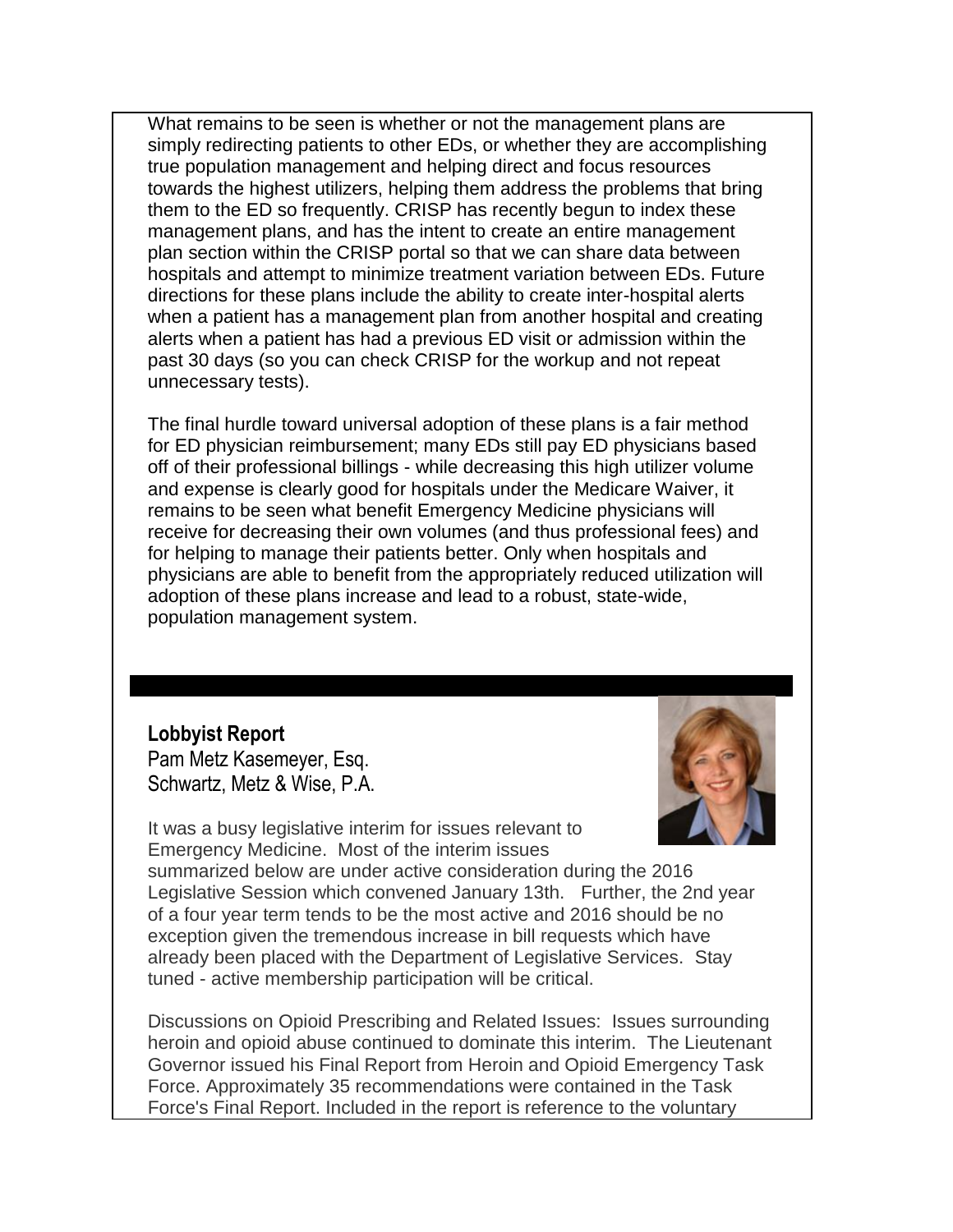What remains to be seen is whether or not the management plans are simply redirecting patients to other EDs, or whether they are accomplishing true population management and helping direct and focus resources towards the highest utilizers, helping them address the problems that bring them to the ED so frequently. CRISP has recently begun to index these management plans, and has the intent to create an entire management plan section within the CRISP portal so that we can share data between hospitals and attempt to minimize treatment variation between EDs. Future directions for these plans include the ability to create inter-hospital alerts when a patient has a management plan from another hospital and creating alerts when a patient has had a previous ED visit or admission within the past 30 days (so you can check CRISP for the workup and not repeat unnecessary tests).

The final hurdle toward universal adoption of these plans is a fair method for ED physician reimbursement; many EDs still pay ED physicians based off of their professional billings - while decreasing this high utilizer volume and expense is clearly good for hospitals under the Medicare Waiver, it remains to be seen what benefit Emergency Medicine physicians will receive for decreasing their own volumes (and thus professional fees) and for helping to manage their patients better. Only when hospitals and physicians are able to benefit from the appropriately reduced utilization will adoption of these plans increase and lead to a robust, state-wide, population management system.

## Lobbyist Report

Pam Metz Kasemeyer, Esq.
Schwartz, Metz & Wise, P.A.

It was a busy legislative interim for issues relevant to Emergency Medicine. Most of the interim issues summarized below are under active consideration during the 2016 Legislative Session which convened January 13th. Further, the 2nd year of a four year term tends to be the most active and 2016 should be no exception given the tremendous increase in bill requests which have already been placed with the Department of Legislative Services. Stay tuned - active membership participation will be critical.

Discussions on Opioid Prescribing and Related Issues: Issues surrounding heroin and opioid abuse continued to dominate this interim. The Lieutenant Governor issued his Final Report from Heroin and Opioid Emergency Task Force. Approximately 35 recommendations were contained in the Task Force's Final Report. Included in the report is reference to the voluntary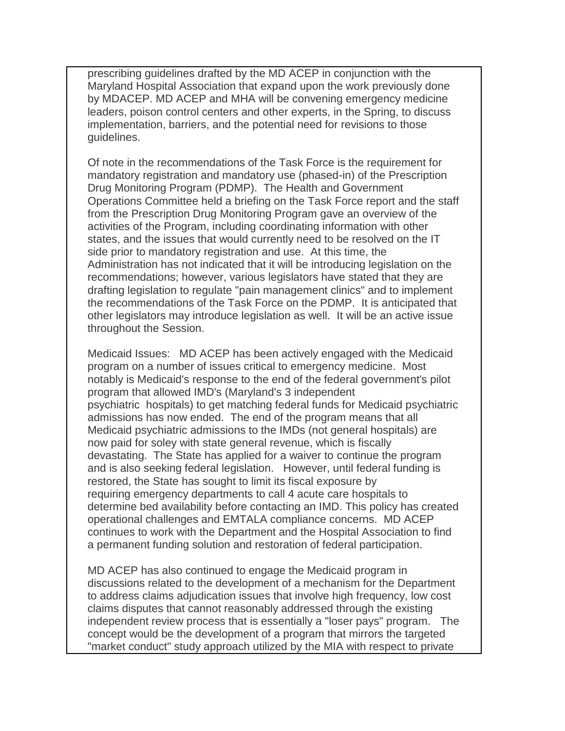prescribing guidelines drafted by the MD ACEP in conjunction with the Maryland Hospital Association that expand upon the work previously done by MDACEP. MD ACEP and MHA will be convening emergency medicine leaders, poison control centers and other experts, in the Spring, to discuss implementation, barriers, and the potential need for revisions to those guidelines.

Of note in the recommendations of the Task Force is the requirement for mandatory registration and mandatory use (phased-in) of the Prescription Drug Monitoring Program (PDMP). The Health and Government Operations Committee held a briefing on the Task Force report and the staff from the Prescription Drug Monitoring Program gave an overview of the activities of the Program, including coordinating information with other states, and the issues that would currently need to be resolved on the IT side prior to mandatory registration and use. At this time, the Administration has not indicated that it will be introducing legislation on the recommendations; however, various legislators have stated that they are drafting legislation to regulate "pain management clinics" and to implement the recommendations of the Task Force on the PDMP. It is anticipated that other legislators may introduce legislation as well. It will be an active issue throughout the Session.

Medicaid Issues: MD ACEP has been actively engaged with the Medicaid program on a number of issues critical to emergency medicine. Most notably is Medicaid's response to the end of the federal government's pilot program that allowed IMD's (Maryland's 3 independent psychiatric hospitals) to get matching federal funds for Medicaid psychiatric admissions has now ended. The end of the program means that all Medicaid psychiatric admissions to the IMDs (not general hospitals) are now paid for soley with state general revenue, which is fiscally devastating. The State has applied for a waiver to continue the program and is also seeking federal legislation. However, until federal funding is restored, the State has sought to limit its fiscal exposure by requiring emergency departments to call 4 acute care hospitals to determine bed availability before contacting an IMD. This policy has created operational challenges and EMTALA compliance concerns. MD ACEP continues to work with the Department and the Hospital Association to find a permanent funding solution and restoration of federal participation.

MD ACEP has also continued to engage the Medicaid program in discussions related to the development of a mechanism for the Department to address claims adjudication issues that involve high frequency, low cost claims disputes that cannot reasonably addressed through the existing independent review process that is essentially a "loser pays" program. The concept would be the development of a program that mirrors the targeted "market conduct" study approach utilized by the MIA with respect to private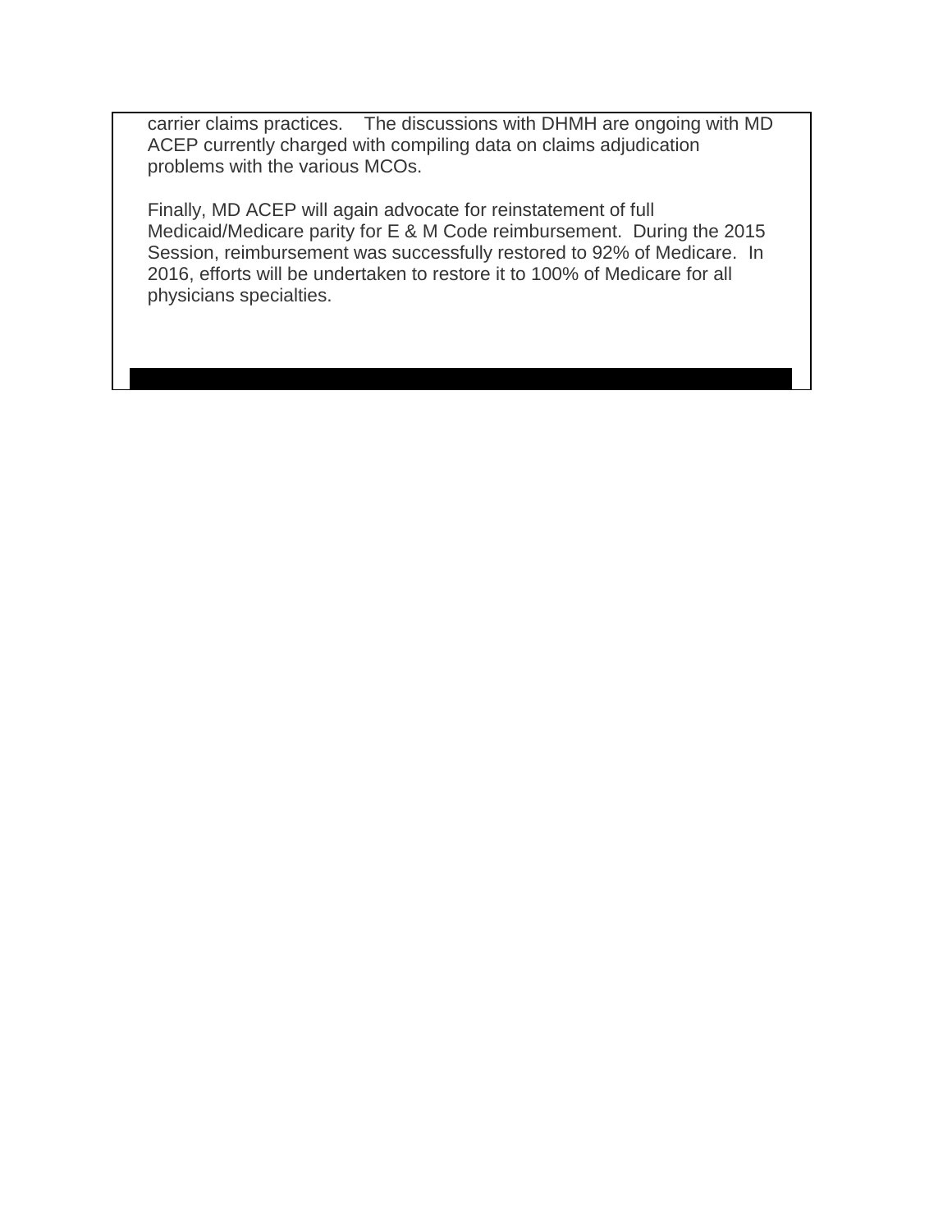carrier claims practices. The discussions with DHMH are ongoing with MD ACEP currently charged with compiling data on claims adjudication problems with the various MCOs.

Finally, MD ACEP will again advocate for reinstatement of full Medicaid/Medicare parity for E & M Code reimbursement. During the 2015 Session, reimbursement was successfully restored to 92% of Medicare. In 2016, efforts will be undertaken to restore it to 100% of Medicare for all physicians specialties.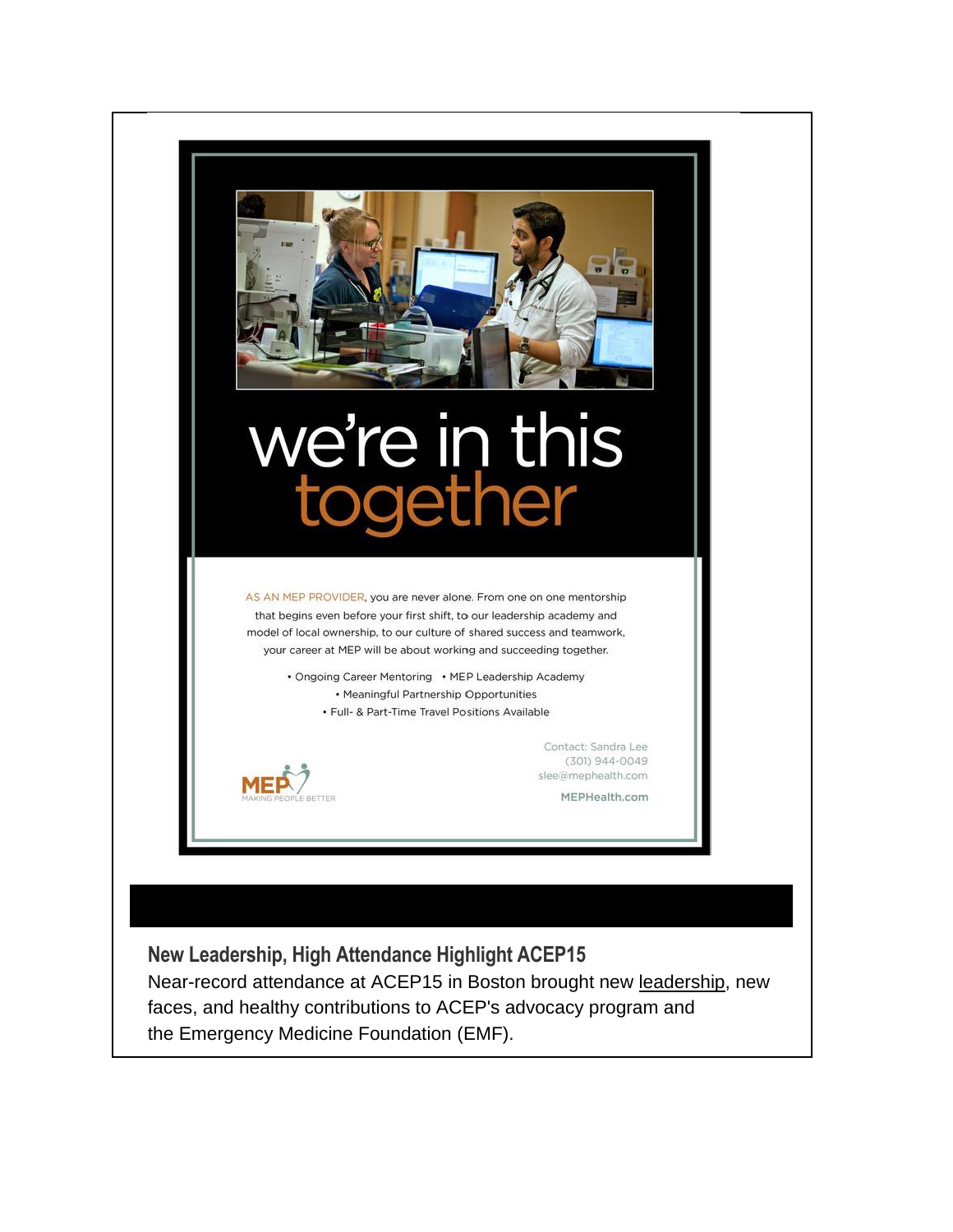we're in this together

AS AN MEP PROVIDER, you are never alone. From one on one mentorship that begins even before your first shift, to our leadership academy and model of local ownership, to our culture of shared success and teamwork, your career at MEP will be about working and succeeding together.

- Ongoing Career Mentoring
- MEP Leadership Academy
- Meaningful Partnership Opportunities
- Full- & Part-Time Travel Positions Available

MEP MAKING PEOPLE BETTER

Contact: Sandra Lee
(301) 944-0049
slee@mephealth.com

MEPHealth.com

### New Leadership, High Attendance Highlight ACEP15

Near-record attendance at ACEP15 in Boston brought new leadership, new faces, and healthy contributions to ACEP's advocacy program and the Emergency Medicine Foundation (EMF).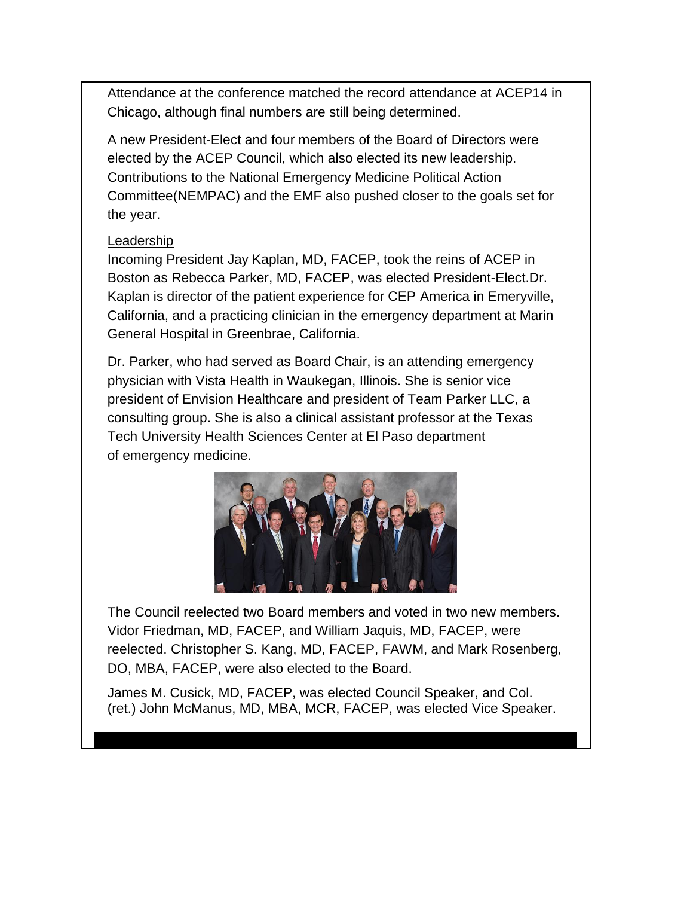Attendance at the conference matched the record attendance at ACEP14 in Chicago, although final numbers are still being determined.

A new President-Elect and four members of the Board of Directors were elected by the ACEP Council, which also elected its new leadership. Contributions to the National Emergency Medicine Political Action Committee(NEMPAC) and the EMF also pushed closer to the goals set for the year.

Leadership

Incoming President Jay Kaplan, MD, FACEP, took the reins of ACEP in Boston as Rebecca Parker, MD, FACEP, was elected President-Elect.Dr. Kaplan is director of the patient experience for CEP America in Emeryville, California, and a practicing clinician in the emergency department at Marin General Hospital in Greenbrae, California.

Dr. Parker, who had served as Board Chair, is an attending emergency physician with Vista Health in Waukegan, Illinois. She is senior vice president of Envision Healthcare and president of Team Parker LLC, a consulting group. She is also a clinical assistant professor at the Texas Tech University Health Sciences Center at El Paso department of emergency medicine.

The Council reelected two Board members and voted in two new members. Vidor Friedman, MD, FACEP, and William Jaquis, MD, FACEP, were reelected. Christopher S. Kang, MD, FACEP, FAWM, and Mark Rosenberg, DO, MBA, FACEP, were also elected to the Board.

James M. Cusick, MD, FACEP, was elected Council Speaker, and Col. (ret.) John McManus, MD, MBA, MCR, FACEP, was elected Vice Speaker.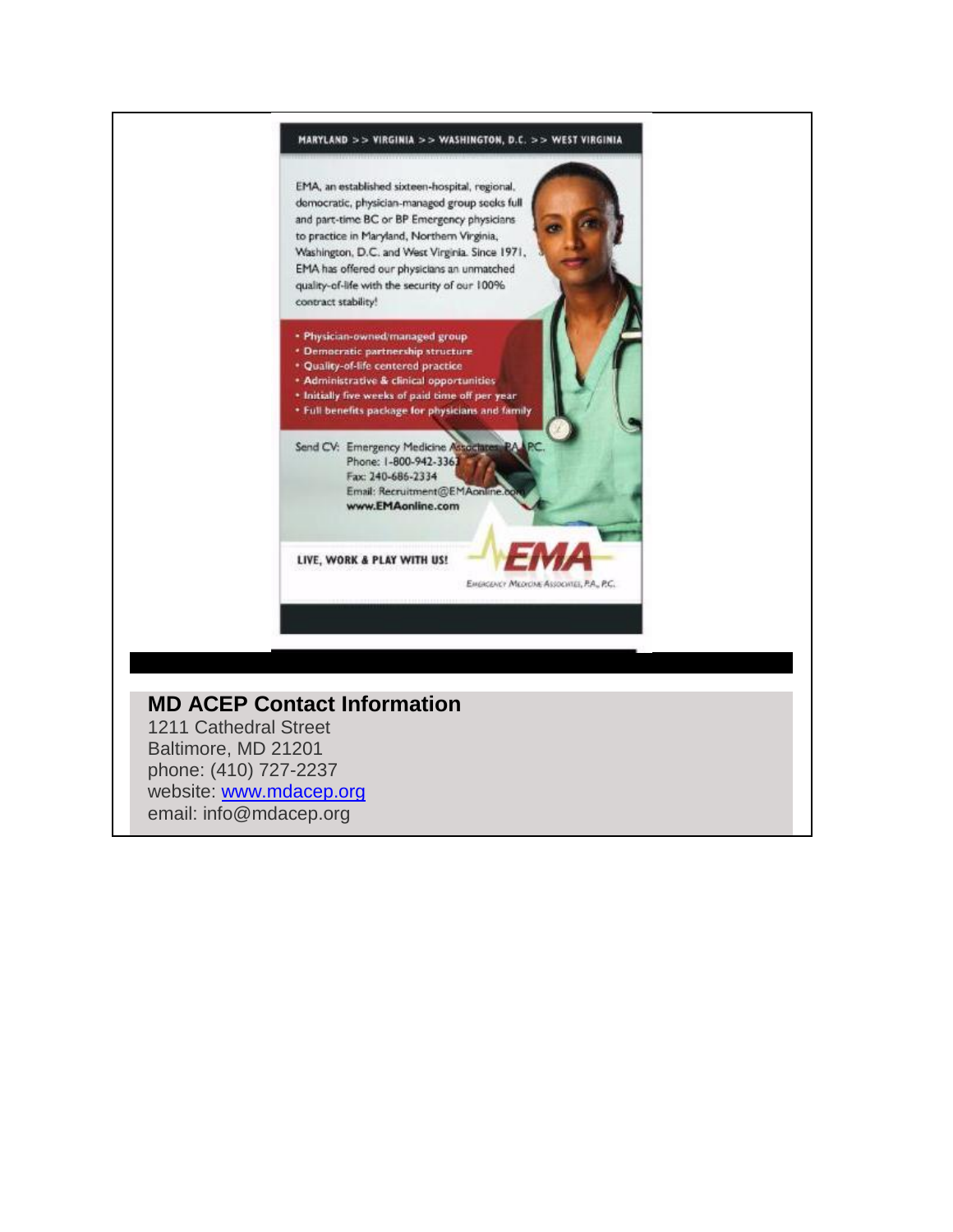MARYLAND >> VIRGINIA >> WASHINGTON, D.C. >> WEST VIRGINIA

EMA, an established sixteen-hospital, regional, democratic, physician-managed group seeks full and part-time BC or BP Emergency physicians to practice in Maryland, Northern Virginia, Washington, D.C. and West Virginia. Since 1971, EMA has offered our physicians an unmatched quality-of-life with the security of our 100% contract stability!

- Physician-owned/managed group
- Democratic partnership structure
- Quality-of-life centered practice
- Administrative & clinical opportunities
- Initially five weeks of paid time off per year
- Full benefits package for physicians and family

Send CV: Emergency Medicine Associates, PA, PC.
Phone: 1-800-942-3363
Fax: 240-686-2334
Email: Recruitment@EMAonline.com
**www.EMAonline.com**

**LIVE, WORK & PLAY WITH US!**

EMA
Emergency Medicine Associates, P.A., P.C.

## MD ACEP Contact Information

1211 Cathedral Street
Baltimore, MD 21201
phone: (410) 727-2237
website: [www.mdacep.org](http://www.mdacep.org)
email: info@mdacep.org